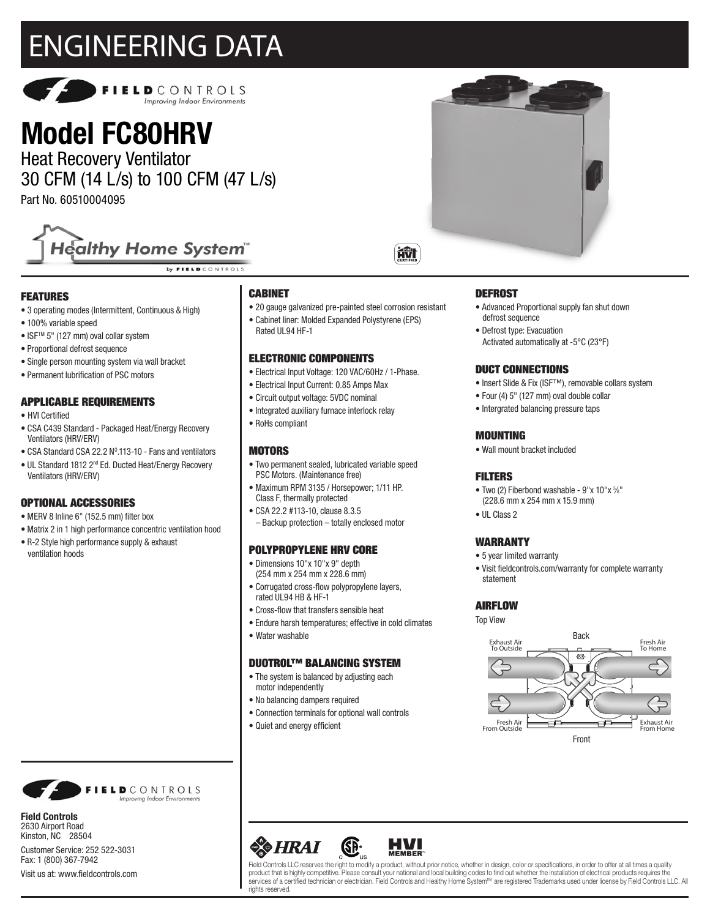# ENGINEERING DATA

FIELDCONTROLS
Improving Indoor Environments

# Model FC80HRV

## Heat Recovery Ventilator
## 30 CFM (14 L/s) to 100 CFM (47 L/s)

Part No. 60510004095

Healthy Home System™ by FIELDCONTROLS

### FEATURES

- 3 operating modes (Intermittent, Continuous & High)
- 100% variable speed
- ISF™ 5" (127 mm) oval collar system
- Proportional defrost sequence
- Single person mounting system via wall bracket
- Permanent lubrification of PSC motors

### APPLICABLE REQUIREMENTS

- HVI Certified
- CSA C439 Standard - Packaged Heat/Energy Recovery Ventilators (HRV/ERV)
- CSA Standard CSA 22.2 N$^0$.113-10 - Fans and ventilators
- UL Standard 1812 2nd Ed. Ducted Heat/Energy Recovery Ventilators (HRV/ERV)

### OPTIONAL ACCESSORIES

- MERV 8 Inline 6" (152.5 mm) filter box
- Matrix 2 in 1 high performance concentric ventilation hood
- R-2 Style high performance supply & exhaust ventilation hoods

### CABINET

- 20 gauge galvanized pre-painted steel corrosion resistant
- Cabinet liner: Molded Expanded Polystyrene (EPS) Rated UL94 HF-1

### ELECTRONIC COMPONENTS

- Electrical Input Voltage: 120 VAC/60Hz / 1-Phase.
- Electrical Input Current: 0.85 Amps Max
- Circuit output voltage: 5VDC nominal
- Integrated auxiliary furnace interlock relay
- RoHs compliant

### MOTORS

- Two permanent sealed, lubricated variable speed PSC Motors. (Maintenance free)
- Maximum RPM 3135 / Horsepower; 1/11 HP. Class F, thermally protected
- CSA 22.2 #113-10, clause 8.3.5 – Backup protection – totally enclosed motor

### POLYPROPYLENE HRV CORE

- Dimensions 10"x 10"x 9" depth (254 mm x 254 mm x 228.6 mm)
- Corrugated cross-flow polypropylene layers, rated UL94 HB & HF-1
- Cross-flow that transfers sensible heat
- Endure harsh temperatures; effective in cold climates
- Water washable

### DUOTROL™ BALANCING SYSTEM

- The system is balanced by adjusting each motor independently
- No balancing dampers required
- Connection terminals for optional wall controls
- Quiet and energy efficient

### DEFROST

- Advanced Proportional supply fan shut down defrost sequence
- Defrost type: Evacuation Activated automatically at -5°C (23°F)

### DUCT CONNECTIONS

- Insert Slide & Fix (ISF™), removable collars system
- Four (4) 5" (127 mm) oval double collar
- Intergrated balancing pressure taps

### MOUNTING

- Wall mount bracket included

### FILTERS

- Two (2) Fiberbond washable - 9"x 10"x ⅝" (228.6 mm x 254 mm x 15.9 mm)
- UL Class 2

### WARRANTY

- 5 year limited warranty
- Visit fieldcontrols.com/warranty for complete warranty statement

### AIRFLOW

Top View

Back

Exhaust Air To Outside | Fresh Air To Home

Fresh Air From Outside | Exhaust Air From Home

Front

**Field Controls**
2630 Airport Road
Kinston, NC 28504

Customer Service: 252 522-3031
Fax: 1 (800) 367-7942

Visit us at: www.fieldcontrols.com

Field Controls LLC reserves the right to modify a product, without prior notice, whether in design, color or specifications, in order to offer at all times a quality product that is highly competitive. Please consult your national and local building codes to find out whether the installation of electrical products requires the services of a certified technician or electrician. Field Controls and Healthy Home System™ are registered Trademarks used under license by Field Controls LLC. All rights reserved.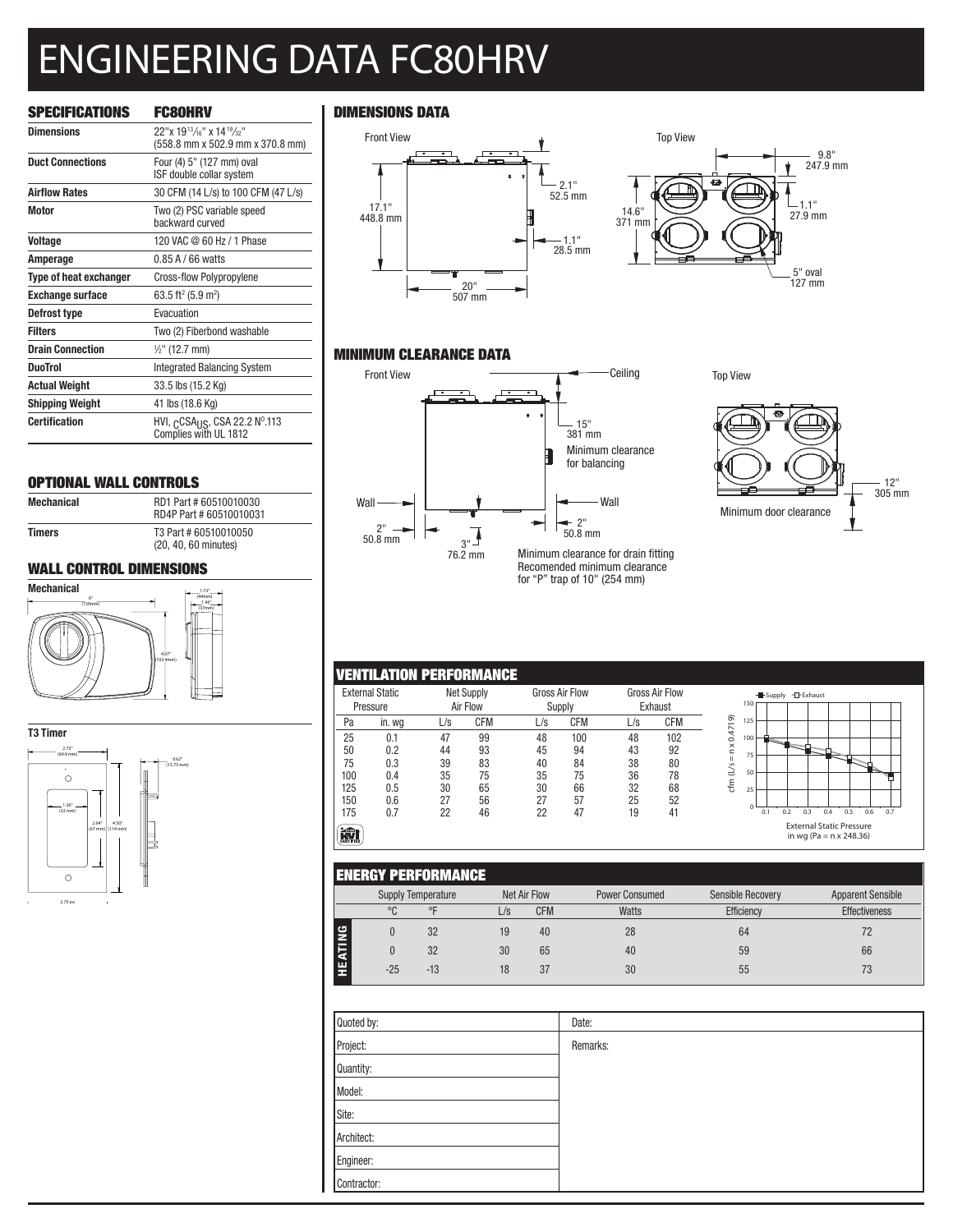# ENGINEERING DATA FC80HRV

## SPECIFICATIONS

| SPECIFICATIONS | FC80HRV |
|---|---|
| Dimensions | 22"x 19 13/16" x 14 19/32" (558.8 mm x 502.9 mm x 370.8 mm) |
| Duct Connections | Four (4) 5" (127 mm) oval ISF double collar system |
| Airflow Rates | 30 CFM (14 L/s) to 100 CFM (47 L/s) |
| Motor | Two (2) PSC variable speed backward curved |
| Voltage | 120 VAC @ 60 Hz / 1 Phase |
| Amperage | 0.85 A / 66 watts |
| Type of heat exchanger | Cross-flow Polypropylene |
| Exchange surface | 63.5 ft² (5.9 m²) |
| Defrost type | Evacuation |
| Filters | Two (2) Fiberbond washable |
| Drain Connection | ½" (12.7 mm) |
| DuoTrol | Integrated Balancing System |
| Actual Weight | 33.5 lbs (15.2 Kg) |
| Shipping Weight | 41 lbs (18.6 Kg) |
| Certification | HVI, cCSAus, CSA 22.2 N⁰.113 Complies with UL 1812 |

## OPTIONAL WALL CONTROLS

| | |
|---|---|
| Mechanical | RD1 Part # 60510010030<br>RD4P Part # 60510010031 |
| Timers | T3 Part # 60510010050 (20, 40, 60 minutes) |

## WALL CONTROL DIMENSIONS

**Mechanical**

6" (150mm)
1.73" (44mm)
1.46" (37mm)
4.07" (103.4mm)

**T3 Timer**

2.75" (69.9 mm)
0.62" (15.75 mm)
1.26" (32 mm)
2.64" (67 mm)
4.50" (114 mm)
2.75 po

## DIMENSIONS DATA

Front View

17.1" 448.8 mm
2.1" 52.5 mm
1.1" 28.5 mm
20" 507 mm

Top View

9.8" 247.9 mm
14.6" 371 mm
1.1" 27.9 mm
5" oval 127 mm

## MINIMUM CLEARANCE DATA

Front View

Ceiling
15" 381 mm
Minimum clearance for balancing
Wall
Wall
2" 50.8 mm
2" 50.8 mm
3" 76.2 mm
Minimum clearance for drain fitting
Recomended minimum clearance for "P" trap of 10" (254 mm)

Top View

12" 305 mm
Minimum door clearance

## VENTILATION PERFORMANCE

| External Static Pressure | | Net Supply Air Flow | | Gross Air Flow Supply | | Gross Air Flow Exhaust | |
|---|---|---|---|---|---|---|---|
| Pa | in. wg | L/s | CFM | L/s | CFM | L/s | CFM |
| 25 | 0.1 | 47 | 99 | 48 | 100 | 48 | 102 |
| 50 | 0.2 | 44 | 93 | 45 | 94 | 43 | 92 |
| 75 | 0.3 | 39 | 83 | 40 | 84 | 38 | 80 |
| 100 | 0.4 | 35 | 75 | 35 | 75 | 36 | 78 |
| 125 | 0.5 | 30 | 65 | 30 | 66 | 32 | 68 |
| 150 | 0.6 | 27 | 56 | 27 | 57 | 25 | 52 |
| 175 | 0.7 | 22 | 46 | 22 | 47 | 19 | 41 |

Supply
Exhaust
cfm (L/s = n x 0.4719)
150
125
100
75
50
25
0
0.1 0.2 0.3 0.4 0.5 0.6 0.7
External Static Pressure in wg (Pa = n x 248.36)

## ENERGY PERFORMANCE

| | Supply Temperature | | Net Air Flow | | Power Consumed | Sensible Recovery | Apparent Sensible |
|---|---|---|---|---|---|---|---|
| | °C | °F | L/s | CFM | Watts | Efficiency | Effectiveness |
| HEATING | 0 | 32 | 19 | 40 | 28 | 64 | 72 |
| | 0 | 32 | 30 | 65 | 40 | 59 | 66 |
| | -25 | -13 | 18 | 37 | 30 | 55 | 73 |

| | |
|---|---|
| Quoted by: | Date: |
| Project: | Remarks: |
| Quantity: | |
| Model: | |
| Site: | |
| Architect: | |
| Engineer: | |
| Contractor: | |